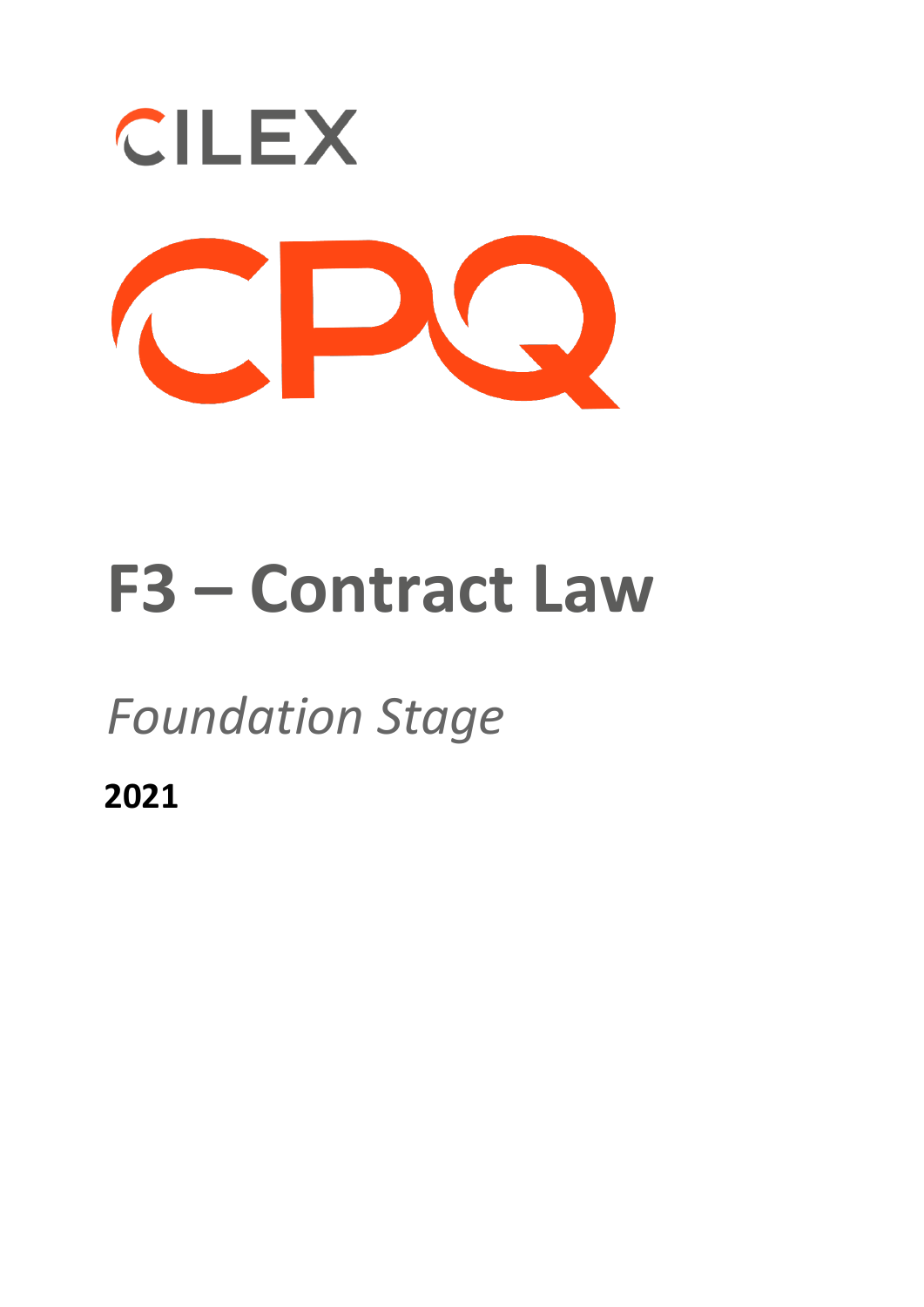CILEX

CPQ

# F3 – Contract Law

*Foundation Stage*

**2021**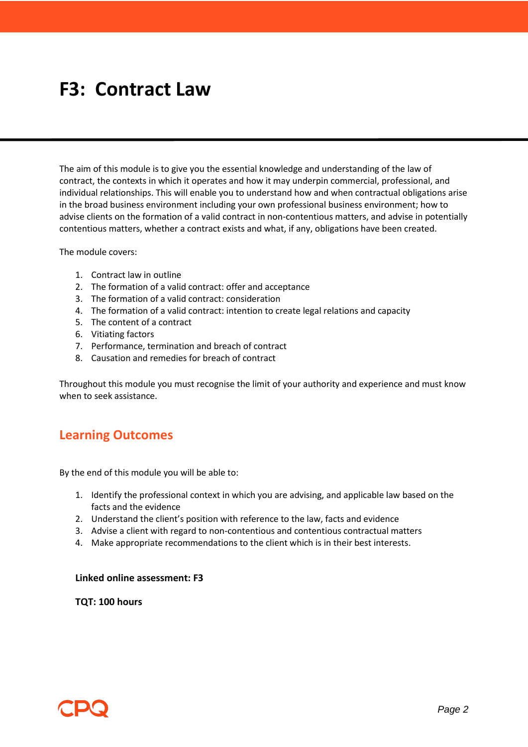# F3: Contract Law

The aim of this module is to give you the essential knowledge and understanding of the law of contract, the contexts in which it operates and how it may underpin commercial, professional, and individual relationships. This will enable you to understand how and when contractual obligations arise in the broad business environment including your own professional business environment; how to advise clients on the formation of a valid contract in non-contentious matters, and advise in potentially contentious matters, whether a contract exists and what, if any, obligations have been created.

The module covers:

1. Contract law in outline
2. The formation of a valid contract: offer and acceptance
3. The formation of a valid contract: consideration
4. The formation of a valid contract: intention to create legal relations and capacity
5. The content of a contract
6. Vitiating factors
7. Performance, termination and breach of contract
8. Causation and remedies for breach of contract

Throughout this module you must recognise the limit of your authority and experience and must know when to seek assistance.

## Learning Outcomes

By the end of this module you will be able to:

1. Identify the professional context in which you are advising, and applicable law based on the facts and the evidence
2. Understand the client's position with reference to the law, facts and evidence
3. Advise a client with regard to non-contentious and contentious contractual matters
4. Make appropriate recommendations to the client which is in their best interests.

**Linked online assessment: F3**

**TQT: 100 hours**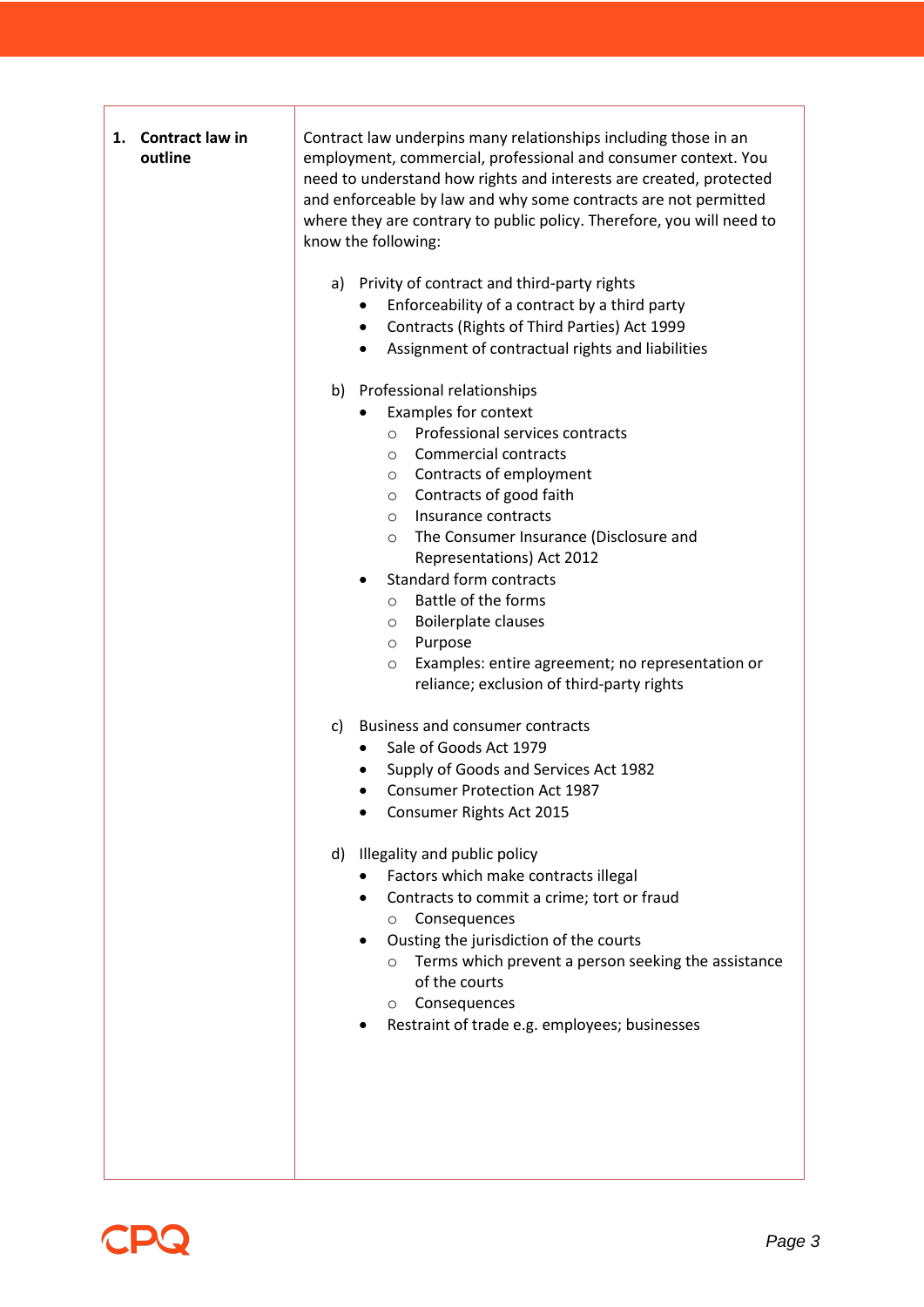| | |
|---|---|
| **1. Contract law in outline** | Contract law underpins many relationships including those in an employment, commercial, professional and consumer context. You need to understand how rights and interests are created, protected and enforceable by law and why some contracts are not permitted where they are contrary to public policy. Therefore, you will need to know the following: |

a) Privity of contract and third-party rights
- Enforceability of a contract by a third party
- Contracts (Rights of Third Parties) Act 1999
- Assignment of contractual rights and liabilities

b) Professional relationships
- Examples for context
  - Professional services contracts
  - Commercial contracts
  - Contracts of employment
  - Contracts of good faith
  - Insurance contracts
  - The Consumer Insurance (Disclosure and Representations) Act 2012
- Standard form contracts
  - Battle of the forms
  - Boilerplate clauses
  - Purpose
  - Examples: entire agreement; no representation or reliance; exclusion of third-party rights

c) Business and consumer contracts
- Sale of Goods Act 1979
- Supply of Goods and Services Act 1982
- Consumer Protection Act 1987
- Consumer Rights Act 2015

d) Illegality and public policy
- Factors which make contracts illegal
- Contracts to commit a crime; tort or fraud
  - Consequences
- Ousting the jurisdiction of the courts
  - Terms which prevent a person seeking the assistance of the courts
  - Consequences
- Restraint of trade e.g. employees; businesses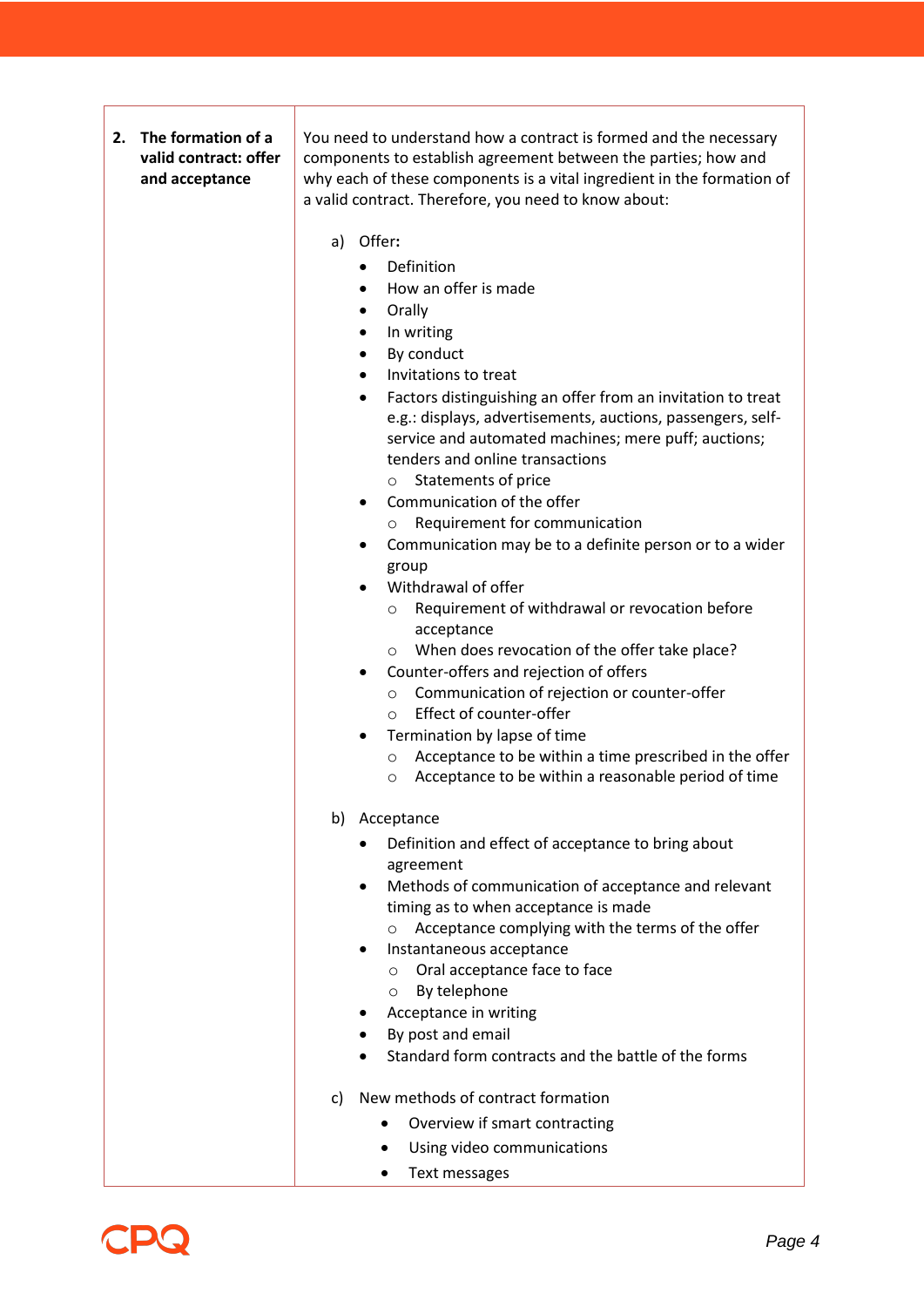| **2. The formation of a valid contract: offer and acceptance** | You need to understand how a contract is formed and the necessary components to establish agreement between the parties; how and why each of these components is a vital ingredient in the formation of a valid contract. Therefore, you need to know about: |
|---|---|

**2. The formation of a valid contract: offer and acceptance**

You need to understand how a contract is formed and the necessary components to establish agreement between the parties; how and why each of these components is a vital ingredient in the formation of a valid contract. Therefore, you need to know about:

a) Offer:
- Definition
- How an offer is made
- Orally
- In writing
- By conduct
- Invitations to treat
- Factors distinguishing an offer from an invitation to treat e.g.: displays, advertisements, auctions, passengers, self-service and automated machines; mere puff; auctions; tenders and online transactions
  - Statements of price
- Communication of the offer
  - Requirement for communication
- Communication may be to a definite person or to a wider group
- Withdrawal of offer
  - Requirement of withdrawal or revocation before acceptance
  - When does revocation of the offer take place?
- Counter-offers and rejection of offers
  - Communication of rejection or counter-offer
  - Effect of counter-offer
- Termination by lapse of time
  - Acceptance to be within a time prescribed in the offer
  - Acceptance to be within a reasonable period of time

b) Acceptance
- Definition and effect of acceptance to bring about agreement
- Methods of communication of acceptance and relevant timing as to when acceptance is made
  - Acceptance complying with the terms of the offer
- Instantaneous acceptance
  - Oral acceptance face to face
  - By telephone
- Acceptance in writing
- By post and email
- Standard form contracts and the battle of the forms

c) New methods of contract formation
- Overview if smart contracting
- Using video communications
- Text messages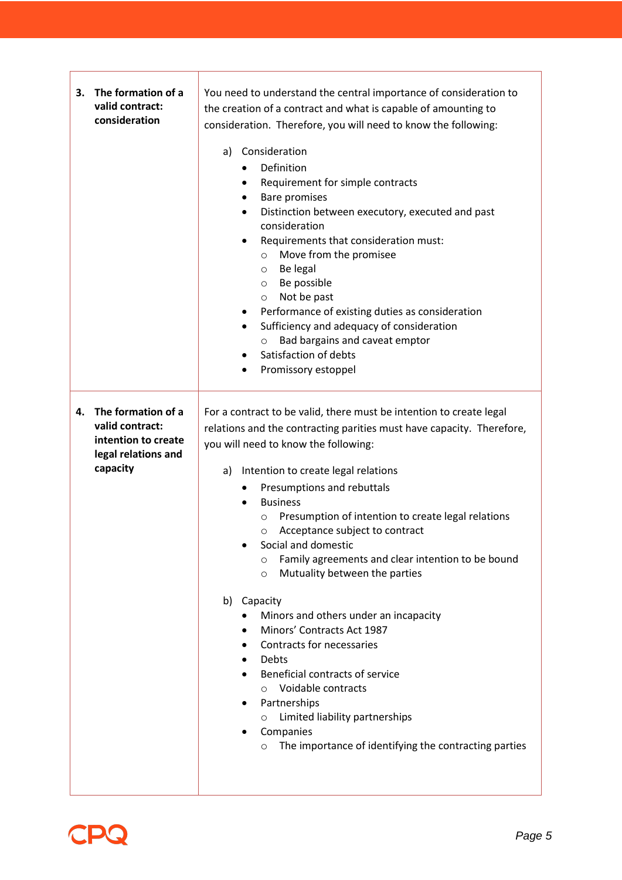| | |
|---|---|
| **3. The formation of a valid contract: consideration** | You need to understand the central importance of consideration to the creation of a contract and what is capable of amounting to consideration. Therefore, you will need to know the following:<br><br>a) Consideration<br>• Definition<br>• Requirement for simple contracts<br>• Bare promises<br>• Distinction between executory, executed and past consideration<br>• Requirements that consideration must:<br>  ○ Move from the promisee<br>  ○ Be legal<br>  ○ Be possible<br>  ○ Not be past<br>• Performance of existing duties as consideration<br>• Sufficiency and adequacy of consideration<br>  ○ Bad bargains and caveat emptor<br>• Satisfaction of debts<br>• Promissory estoppel |
| **4. The formation of a valid contract: intention to create legal relations and capacity** | For a contract to be valid, there must be intention to create legal relations and the contracting parities must have capacity. Therefore, you will need to know the following:<br><br>a) Intention to create legal relations<br>• Presumptions and rebuttals<br>• Business<br>  ○ Presumption of intention to create legal relations<br>  ○ Acceptance subject to contract<br>• Social and domestic<br>  ○ Family agreements and clear intention to be bound<br>  ○ Mutuality between the parties<br><br>b) Capacity<br>• Minors and others under an incapacity<br>• Minors' Contracts Act 1987<br>• Contracts for necessaries<br>• Debts<br>• Beneficial contracts of service<br>  ○ Voidable contracts<br>• Partnerships<br>  ○ Limited liability partnerships<br>• Companies<br>  ○ The importance of identifying the contracting parties |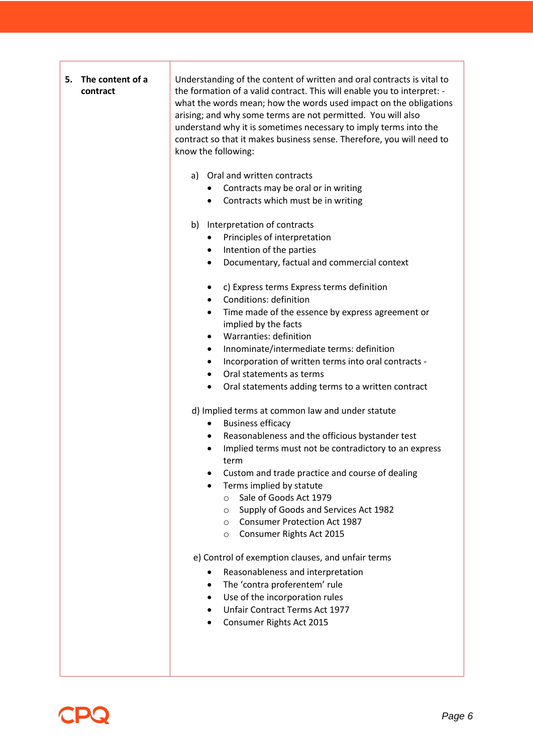| | |
|---|---|
| **5. The content of a contract** | Understanding of the content of written and oral contracts is vital to the formation of a valid contract. This will enable you to interpret: - what the words mean; how the words used impact on the obligations arising; and why some terms are not permitted. You will also understand why it is sometimes necessary to imply terms into the contract so that it makes business sense. Therefore, you will need to know the following:<br><br>a) Oral and written contracts<br>• Contracts may be oral or in writing<br>• Contracts which must be in writing<br><br>b) Interpretation of contracts<br>• Principles of interpretation<br>• Intention of the parties<br>• Documentary, factual and commercial context<br><br>• c) Express terms Express terms definition<br>• Conditions: definition<br>• Time made of the essence by express agreement or implied by the facts<br>• Warranties: definition<br>• Innominate/intermediate terms: definition<br>• Incorporation of written terms into oral contracts -<br>• Oral statements as terms<br>• Oral statements adding terms to a written contract<br><br>d) Implied terms at common law and under statute<br>• Business efficacy<br>• Reasonableness and the officious bystander test<br>• Implied terms must not be contradictory to an express term<br>• Custom and trade practice and course of dealing<br>• Terms implied by statute<br>&nbsp;&nbsp;&nbsp;&nbsp;○ Sale of Goods Act 1979<br>&nbsp;&nbsp;&nbsp;&nbsp;○ Supply of Goods and Services Act 1982<br>&nbsp;&nbsp;&nbsp;&nbsp;○ Consumer Protection Act 1987<br>&nbsp;&nbsp;&nbsp;&nbsp;○ Consumer Rights Act 2015<br><br>e) Control of exemption clauses, and unfair terms<br>• Reasonableness and interpretation<br>• The 'contra proferentem' rule<br>• Use of the incorporation rules<br>• Unfair Contract Terms Act 1977<br>• Consumer Rights Act 2015 |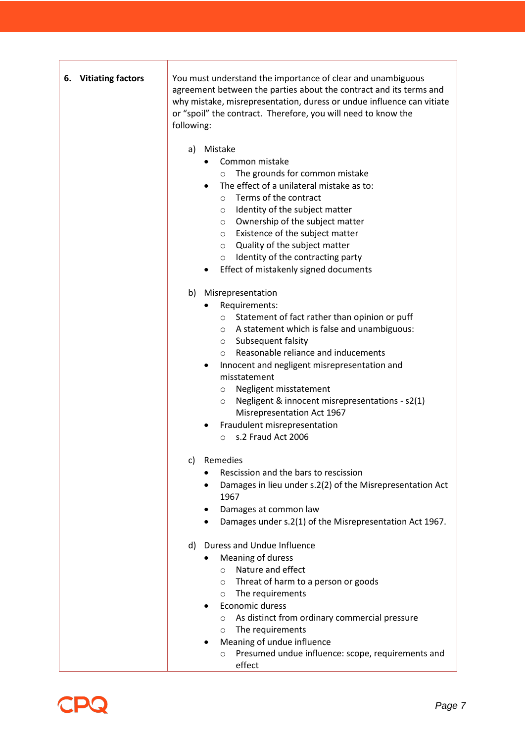| | |
|---|---|
| **6. Vitiating factors** | You must understand the importance of clear and unambiguous agreement between the parties about the contract and its terms and why mistake, misrepresentation, duress or undue influence can vitiate or "spoil" the contract. Therefore, you will need to know the following:<br><br>a) Mistake<br>• Common mistake<br>  ○ The grounds for common mistake<br>• The effect of a unilateral mistake as to:<br>  ○ Terms of the contract<br>  ○ Identity of the subject matter<br>  ○ Ownership of the subject matter<br>  ○ Existence of the subject matter<br>  ○ Quality of the subject matter<br>  ○ Identity of the contracting party<br>• Effect of mistakenly signed documents<br><br>b) Misrepresentation<br>• Requirements:<br>  ○ Statement of fact rather than opinion or puff<br>  ○ A statement which is false and unambiguous:<br>  ○ Subsequent falsity<br>  ○ Reasonable reliance and inducements<br>• Innocent and negligent misrepresentation and misstatement<br>  ○ Negligent misstatement<br>  ○ Negligent & innocent misrepresentations - s2(1) Misrepresentation Act 1967<br>• Fraudulent misrepresentation<br>  ○ s.2 Fraud Act 2006<br><br>c) Remedies<br>• Rescission and the bars to rescission<br>• Damages in lieu under s.2(2) of the Misrepresentation Act 1967<br>• Damages at common law<br>• Damages under s.2(1) of the Misrepresentation Act 1967.<br><br>d) Duress and Undue Influence<br>• Meaning of duress<br>  ○ Nature and effect<br>  ○ Threat of harm to a person or goods<br>  ○ The requirements<br>• Economic duress<br>  ○ As distinct from ordinary commercial pressure<br>  ○ The requirements<br>• Meaning of undue influence<br>  ○ Presumed undue influence: scope, requirements and effect |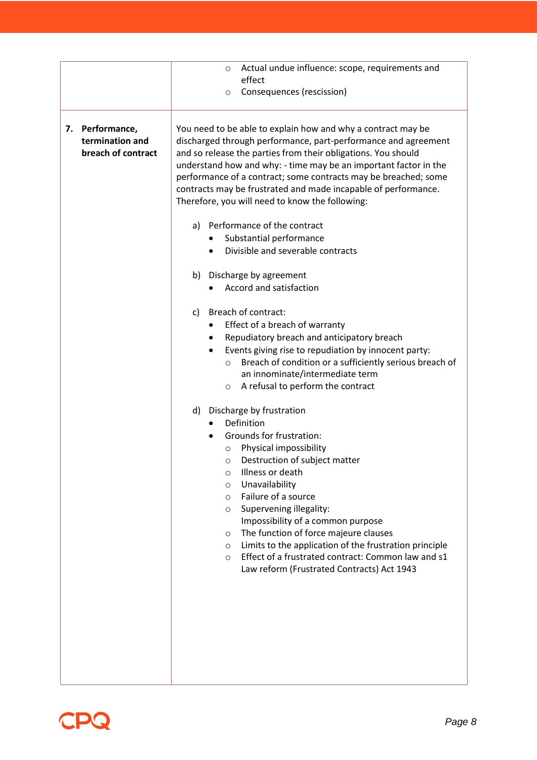| | |
|---|---|
| | ○ Actual undue influence: scope, requirements and effect<br>○ Consequences (rescission) |
| **7. Performance, termination and breach of contract** | You need to be able to explain how and why a contract may be discharged through performance, part-performance and agreement and so release the parties from their obligations. You should understand how and why: - time may be an important factor in the performance of a contract; some contracts may be breached; some contracts may be frustrated and made incapable of performance. Therefore, you will need to know the following:<br><br>a) Performance of the contract<br>• Substantial performance<br>• Divisible and severable contracts<br><br>b) Discharge by agreement<br>• Accord and satisfaction<br><br>c) Breach of contract:<br>• Effect of a breach of warranty<br>• Repudiatory breach and anticipatory breach<br>• Events giving rise to repudiation by innocent party:<br>○ Breach of condition or a sufficiently serious breach of an innominate/intermediate term<br>○ A refusal to perform the contract<br><br>d) Discharge by frustration<br>• Definition<br>• Grounds for frustration:<br>○ Physical impossibility<br>○ Destruction of subject matter<br>○ Illness or death<br>○ Unavailability<br>○ Failure of a source<br>○ Supervening illegality:<br>Impossibility of a common purpose<br>○ The function of force majeure clauses<br>○ Limits to the application of the frustration principle<br>○ Effect of a frustrated contract: Common law and s1 Law reform (Frustrated Contracts) Act 1943 |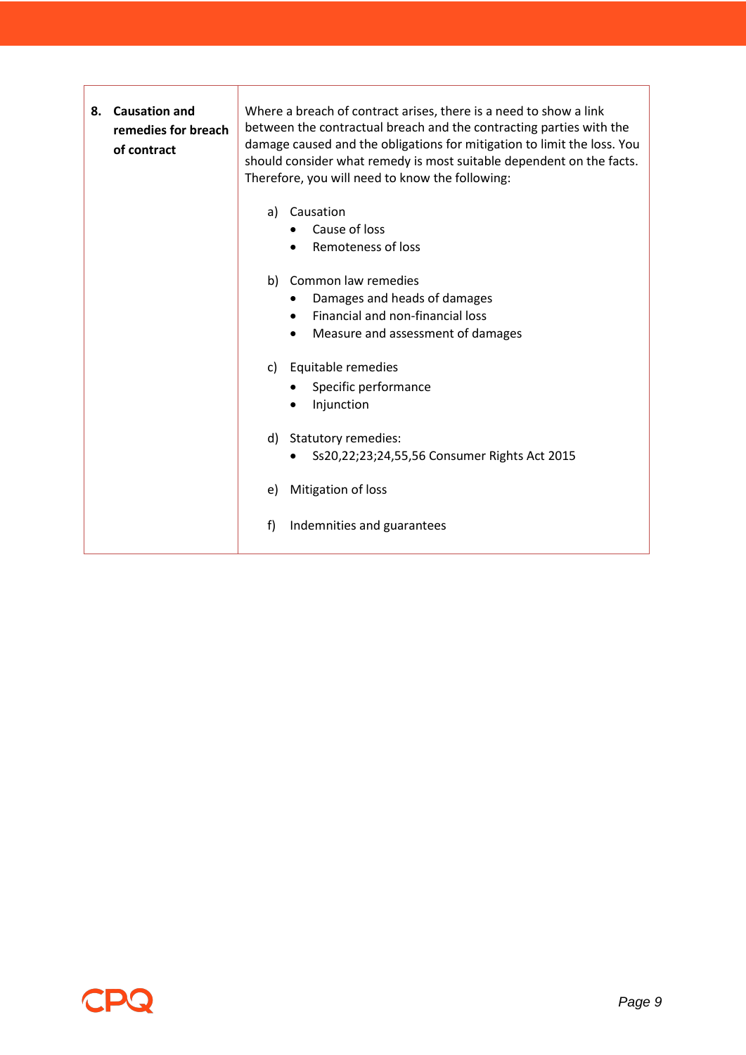| | |
|---|---|
| **8. Causation and remedies for breach of contract** | Where a breach of contract arises, there is a need to show a link between the contractual breach and the contracting parties with the damage caused and the obligations for mitigation to limit the loss. You should consider what remedy is most suitable dependent on the facts. Therefore, you will need to know the following:<br><br>a) Causation<br>• Cause of loss<br>• Remoteness of loss<br><br>b) Common law remedies<br>• Damages and heads of damages<br>• Financial and non-financial loss<br>• Measure and assessment of damages<br><br>c) Equitable remedies<br>• Specific performance<br>• Injunction<br><br>d) Statutory remedies:<br>• Ss20,22;23;24,55,56 Consumer Rights Act 2015<br><br>e) Mitigation of loss<br><br>f) Indemnities and guarantees |